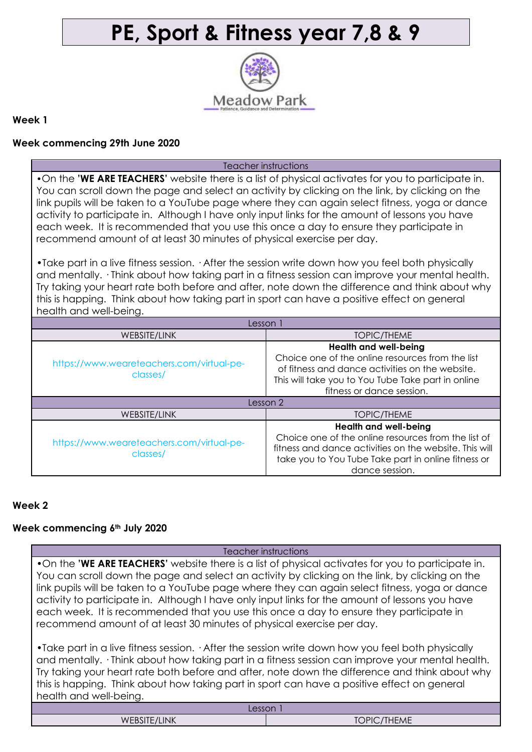# PE, Sport & Fitness year 7,8 & 9

Meadow Park
Patience, Guidance and Determination

**Week 1**

**Week commencing 29th June 2020**

| Teacher instructions | |
|---|---|
| •On the **'WE ARE TEACHERS'** website there is a list of physical activates for you to participate in. You can scroll down the page and select an activity by clicking on the link, by clicking on the link pupils will be taken to a YouTube page where they can again select fitness, yoga or dance activity to participate in. Although I have only input links for the amount of lessons you have each week. It is recommended that you use this once a day to ensure they participate in recommend amount of at least 30 minutes of physical exercise per day.<br><br>•Take part in a live fitness session. · After the session write down how you feel both physically and mentally. · Think about how taking part in a fitness session can improve your mental health. Try taking your heart rate both before and after, note down the difference and think about why this is happing. Think about how taking part in sport can have a positive effect on general health and well-being. | |
| Lesson 1 | |
| WEBSITE/LINK | TOPIC/THEME |
| https://www.weareteachers.com/virtual-pe-classes/ | **Health and well-being**<br>Choice one of the online resources from the list of fitness and dance activities on the website. This will take you to You Tube Take part in online fitness or dance session. |
| Lesson 2 | |
| WEBSITE/LINK | TOPIC/THEME |
| https://www.weareteachers.com/virtual-pe-classes/ | **Health and well-being**<br>Choice one of the online resources from the list of fitness and dance activities on the website. This will take you to You Tube Take part in online fitness or dance session. |

**Week 2**

**Week commencing 6th July 2020**

| Teacher instructions | |
|---|---|
| •On the **'WE ARE TEACHERS'** website there is a list of physical activates for you to participate in. You can scroll down the page and select an activity by clicking on the link, by clicking on the link pupils will be taken to a YouTube page where they can again select fitness, yoga or dance activity to participate in. Although I have only input links for the amount of lessons you have each week. It is recommended that you use this once a day to ensure they participate in recommend amount of at least 30 minutes of physical exercise per day.<br><br>•Take part in a live fitness session. · After the session write down how you feel both physically and mentally. · Think about how taking part in a fitness session can improve your mental health. Try taking your heart rate both before and after, note down the difference and think about why this is happing. Think about how taking part in sport can have a positive effect on general health and well-being. | |
| Lesson 1 | |
| WEBSITE/LINK | TOPIC/THEME |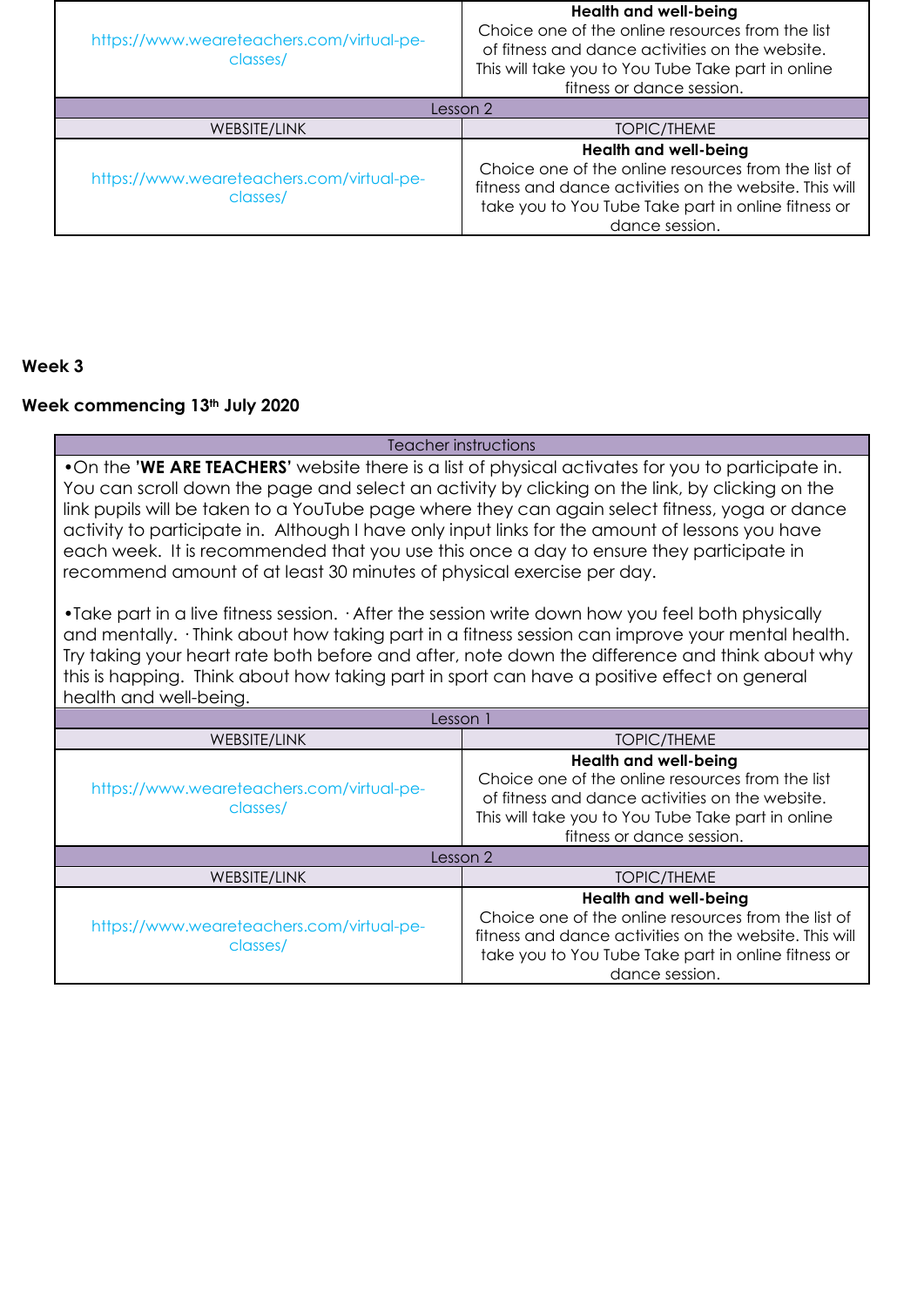| | |
|---|---|
| https://www.weareteachers.com/virtual-pe-classes/ | **Health and well-being** Choice one of the online resources from the list of fitness and dance activities on the website. This will take you to You Tube Take part in online fitness or dance session. |
| Lesson 2 | |
| WEBSITE/LINK | TOPIC/THEME |
| https://www.weareteachers.com/virtual-pe-classes/ | **Health and well-being** Choice one of the online resources from the list of fitness and dance activities on the website. This will take you to You Tube Take part in online fitness or dance session. |

**Week 3**

**Week commencing 13th July 2020**

| Teacher instructions | |
|---|---|
| •On the '**WE ARE TEACHERS**' website there is a list of physical activates for you to participate in. You can scroll down the page and select an activity by clicking on the link, by clicking on the link pupils will be taken to a YouTube page where they can again select fitness, yoga or dance activity to participate in. Although I have only input links for the amount of lessons you have each week. It is recommended that you use this once a day to ensure they participate in recommend amount of at least 30 minutes of physical exercise per day.<br><br>•Take part in a live fitness session. · After the session write down how you feel both physically and mentally. · Think about how taking part in a fitness session can improve your mental health. Try taking your heart rate both before and after, note down the difference and think about why this is happing. Think about how taking part in sport can have a positive effect on general health and well-being. | |
| Lesson 1 | |
| WEBSITE/LINK | TOPIC/THEME |
| https://www.weareteachers.com/virtual-pe-classes/ | **Health and well-being** Choice one of the online resources from the list of fitness and dance activities on the website. This will take you to You Tube Take part in online fitness or dance session. |
| Lesson 2 | |
| WEBSITE/LINK | TOPIC/THEME |
| https://www.weareteachers.com/virtual-pe-classes/ | **Health and well-being** Choice one of the online resources from the list of fitness and dance activities on the website. This will take you to You Tube Take part in online fitness or dance session. |